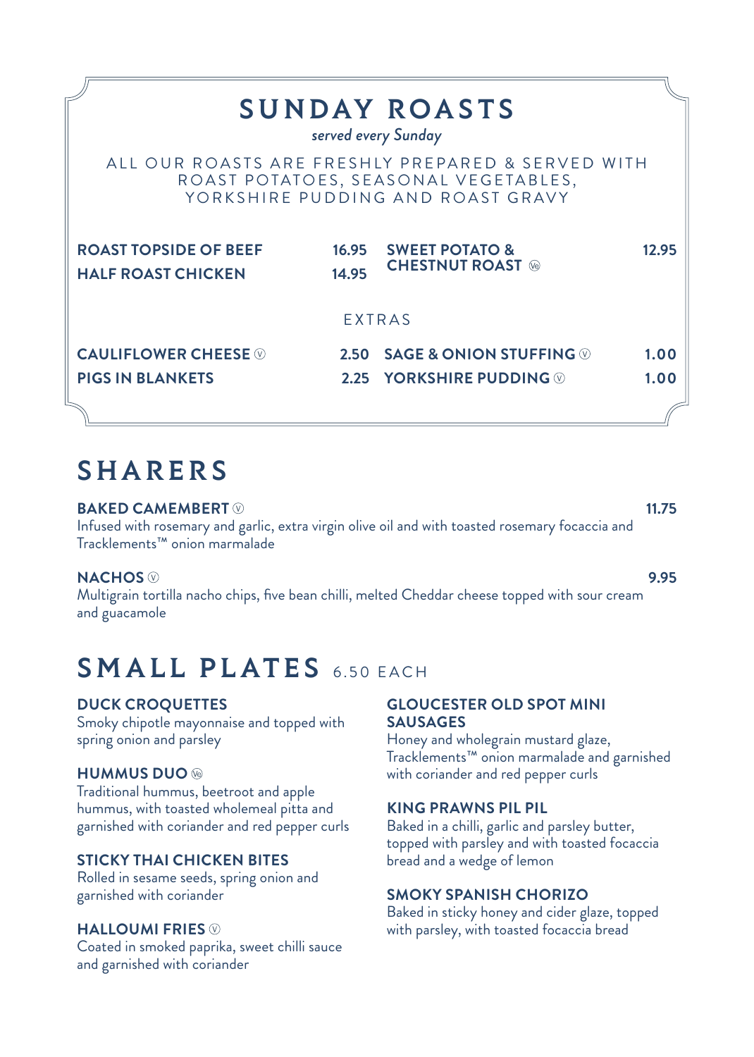# SUNDAY ROASTS

*served every Sunday*

ALL OUR ROASTS ARE FRESHLY PREPARED & SERVED WITH ROAST POTATOES, SEASONAL VEGETABLES, YORKSHIRE PUDDING AND ROAST GRAVY

**ROAST TOPSIDE OF BEEF** 16.95

**HALF ROAST CHICKEN** 14.95

**SWEET POTATO & CHESTNUT ROAST** (Ve) 12.95

### EXTRAS

**CAULIFLOWER CHEESE** (V) 2.50

**PIGS IN BLANKETS** 2.25

**SAGE & ONION STUFFING** (V) 1.00

**YORKSHIRE PUDDING** (V) 1.00

# SHARERS

**BAKED CAMEMBERT** (V) 11.75
Infused with rosemary and garlic, extra virgin olive oil and with toasted rosemary focaccia and Tracklements™ onion marmalade

**NACHOS** (V) 9.95
Multigrain tortilla nacho chips, five bean chilli, melted Cheddar cheese topped with sour cream and guacamole

# SMALL PLATES 6.50 EACH

**DUCK CROQUETTES**
Smoky chipotle mayonnaise and topped with spring onion and parsley

**HUMMUS DUO** (Ve)
Traditional hummus, beetroot and apple hummus, with toasted wholemeal pitta and garnished with coriander and red pepper curls

**STICKY THAI CHICKEN BITES**
Rolled in sesame seeds, spring onion and garnished with coriander

**HALLOUMI FRIES** (V)
Coated in smoked paprika, sweet chilli sauce and garnished with coriander

**GLOUCESTER OLD SPOT MINI SAUSAGES**
Honey and wholegrain mustard glaze, Tracklements™ onion marmalade and garnished with coriander and red pepper curls

**KING PRAWNS PIL PIL**
Baked in a chilli, garlic and parsley butter, topped with parsley and with toasted focaccia bread and a wedge of lemon

**SMOKY SPANISH CHORIZO**
Baked in sticky honey and cider glaze, topped with parsley, with toasted focaccia bread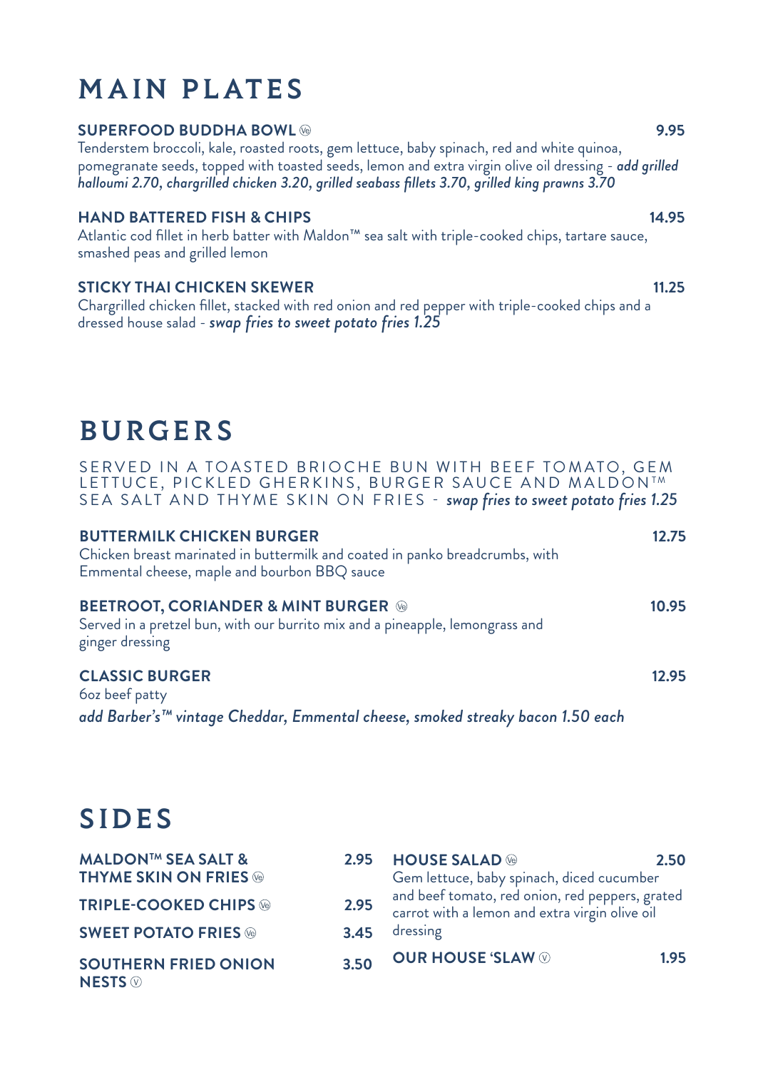# MAIN PLATES

**SUPERFOOD BUDDHA BOWL** (Ve) **9.95**
Tenderstem broccoli, kale, roasted roots, gem lettuce, baby spinach, red and white quinoa, pomegranate seeds, topped with toasted seeds, lemon and extra virgin olive oil dressing - ***add grilled halloumi 2.70, chargrilled chicken 3.20, grilled seabass fillets 3.70, grilled king prawns 3.70***

**HAND BATTERED FISH & CHIPS** **14.95**
Atlantic cod fillet in herb batter with Maldon™ sea salt with triple-cooked chips, tartare sauce, smashed peas and grilled lemon

**STICKY THAI CHICKEN SKEWER** **11.25**
Chargrilled chicken fillet, stacked with red onion and red pepper with triple-cooked chips and a dressed house salad - ***swap fries to sweet potato fries 1.25***

# BURGERS

SERVED IN A TOASTED BRIOCHE BUN WITH BEEF TOMATO, GEM LETTUCE, PICKLED GHERKINS, BURGER SAUCE AND MALDON™ SEA SALT AND THYME SKIN ON FRIES - ***swap fries to sweet potato fries 1.25***

**BUTTERMILK CHICKEN BURGER** **12.75**
Chicken breast marinated in buttermilk and coated in panko breadcrumbs, with Emmental cheese, maple and bourbon BBQ sauce

**BEETROOT, CORIANDER & MINT BURGER** (Ve) **10.95**
Served in a pretzel bun, with our burrito mix and a pineapple, lemongrass and ginger dressing

**CLASSIC BURGER** **12.95**
6oz beef patty
***add Barber's™ vintage Cheddar, Emmental cheese, smoked streaky bacon 1.50 each***

# SIDES

**MALDON™ SEA SALT & THYME SKIN ON FRIES** (Ve) **2.95**

**TRIPLE-COOKED CHIPS** (Ve) **2.95**

**SWEET POTATO FRIES** (Ve) **3.45**

**SOUTHERN FRIED ONION NESTS** (V) **3.50**

**HOUSE SALAD** (Ve) **2.50**
Gem lettuce, baby spinach, diced cucumber and beef tomato, red onion, red peppers, grated carrot with a lemon and extra virgin olive oil dressing

**OUR HOUSE 'SLAW** (V) **1.95**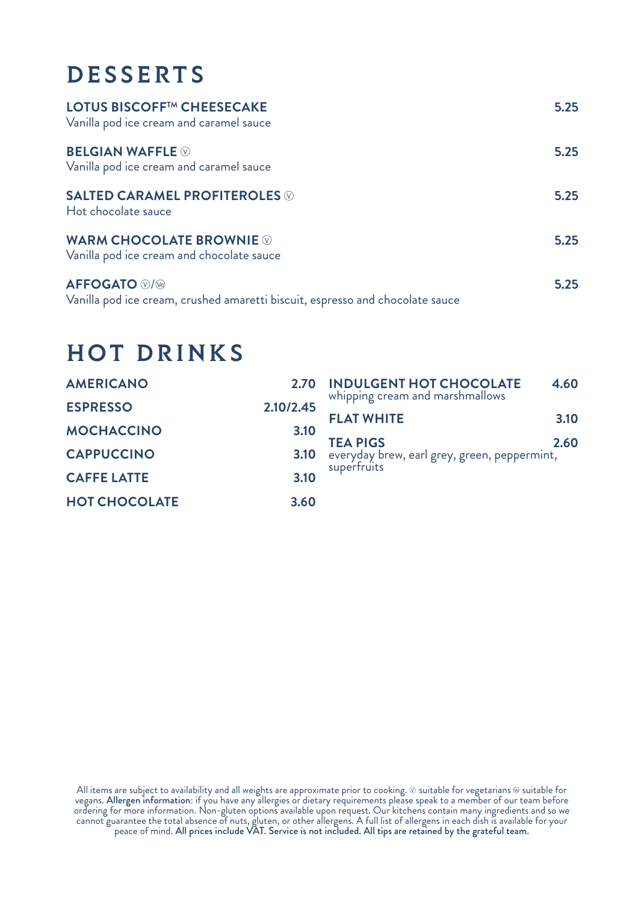# DESSERTS

**LOTUS BISCOFF™ CHEESECAKE** — 5.25
Vanilla pod ice cream and caramel sauce

**BELGIAN WAFFLE** Ⓥ — 5.25
Vanilla pod ice cream and caramel sauce

**SALTED CARAMEL PROFITEROLES** Ⓥ — 5.25
Hot chocolate sauce

**WARM CHOCOLATE BROWNIE** Ⓥ — 5.25
Vanilla pod ice cream and chocolate sauce

**AFFOGATO** Ⓥ/Ⓥe — 5.25
Vanilla pod ice cream, crushed amaretti biscuit, espresso and chocolate sauce

# HOT DRINKS

**AMERICANO** — 2.70

**ESPRESSO** — 2.10/2.45

**MOCHACCINO** — 3.10

**CAPPUCCINO** — 3.10

**CAFFE LATTE** — 3.10

**HOT CHOCOLATE** — 3.60

**INDULGENT HOT CHOCOLATE** — 4.60
whipping cream and marshmallows

**FLAT WHITE** — 3.10

**TEA PIGS** — 2.60
everyday brew, earl grey, green, peppermint, superfruits

All items are subject to availability and all weights are approximate prior to cooking. Ⓥ suitable for vegetarians Ⓥe suitable for vegans. **Allergen information**: if you have any allergies or dietary requirements please speak to a member of our team before ordering for more information. Non-gluten options available upon request. Our kitchens contain many ingredients and so we cannot guarantee the total absence of nuts, gluten, or other allergens. A full list of allergens in each dish is available for your peace of mind. **All prices include VAT. Service is not included. All tips are retained by the grateful team.**